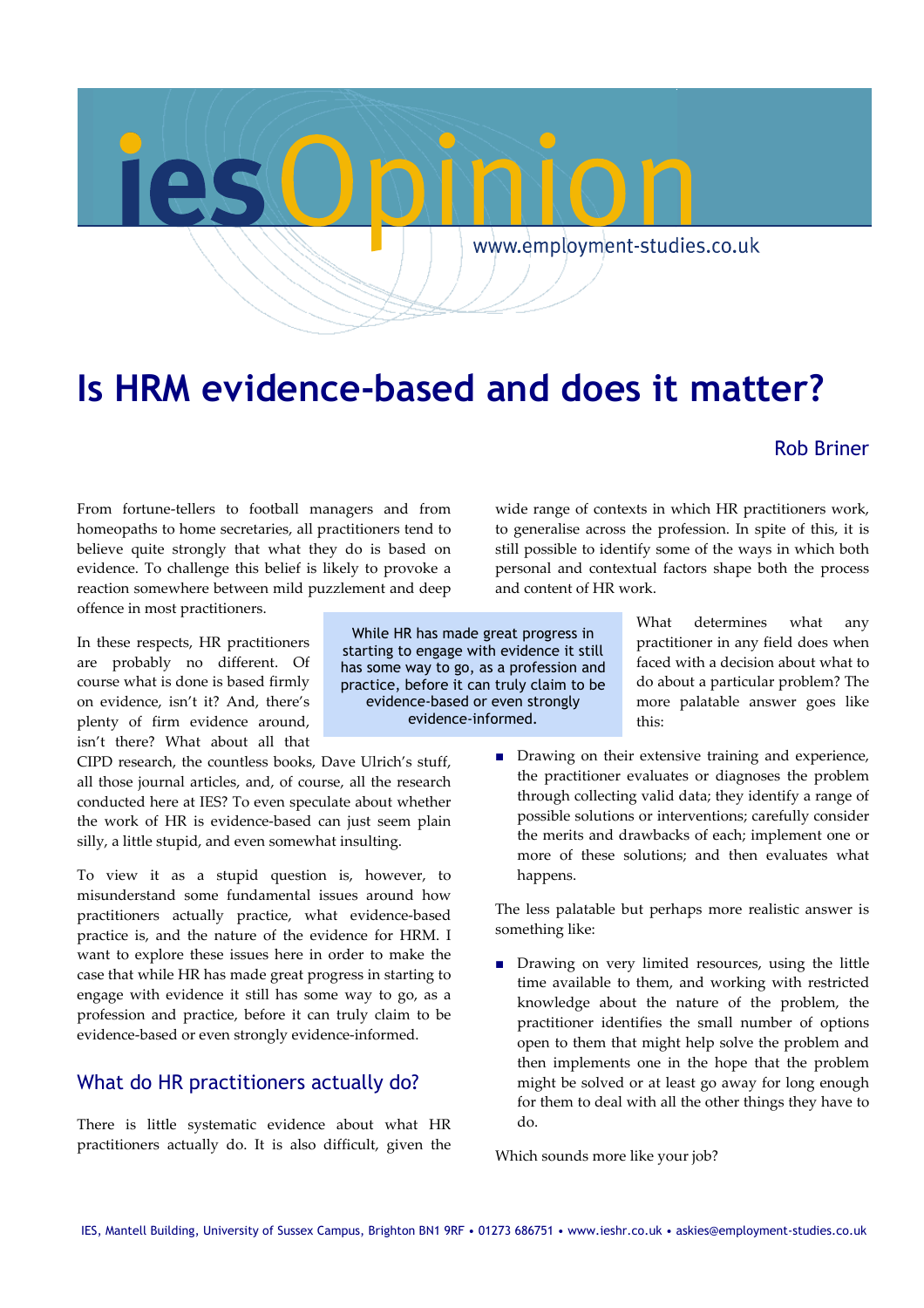# Is HRM evidence-based and does it matter?

Rob Briner

From fortune-tellers to football managers and from homeopaths to home secretaries, all practitioners tend to believe quite strongly that what they do is based on evidence. To challenge this belief is likely to provoke a reaction somewhere between mild puzzlement and deep offence in most practitioners.

In these respects, HR practitioners are probably no different. Of course what is done is based firmly on evidence, isn't it? And, there's plenty of firm evidence around, isn't there? What about all that CIPD research, the countless books, Dave Ulrich's stuff, all those journal articles, and, of course, all the research conducted here at IES? To even speculate about whether the work of HR is evidence-based can just seem plain silly, a little stupid, and even somewhat insulting.

To view it as a stupid question is, however, to misunderstand some fundamental issues around how practitioners actually practice, what evidence-based practice is, and the nature of the evidence for HRM. I want to explore these issues here in order to make the case that while HR has made great progress in starting to engage with evidence it still has some way to go, as a profession and practice, before it can truly claim to be evidence-based or even strongly evidence-informed.

> While HR has made great progress in starting to engage with evidence it still has some way to go, as a profession and practice, before it can truly claim to be evidence-based or even strongly evidence-informed.

## What do HR practitioners actually do?

There is little systematic evidence about what HR practitioners actually do. It is also difficult, given the wide range of contexts in which HR practitioners work, to generalise across the profession. In spite of this, it is still possible to identify some of the ways in which both personal and contextual factors shape both the process and content of HR work.

What determines what any practitioner in any field does when faced with a decision about what to do about a particular problem? The more palatable answer goes like this:

- Drawing on their extensive training and experience, the practitioner evaluates or diagnoses the problem through collecting valid data; they identify a range of possible solutions or interventions; carefully consider the merits and drawbacks of each; implement one or more of these solutions; and then evaluates what happens.

The less palatable but perhaps more realistic answer is something like:

- Drawing on very limited resources, using the little time available to them, and working with restricted knowledge about the nature of the problem, the practitioner identifies the small number of options open to them that might help solve the problem and then implements one in the hope that the problem might be solved or at least go away for long enough for them to deal with all the other things they have to do.

Which sounds more like your job?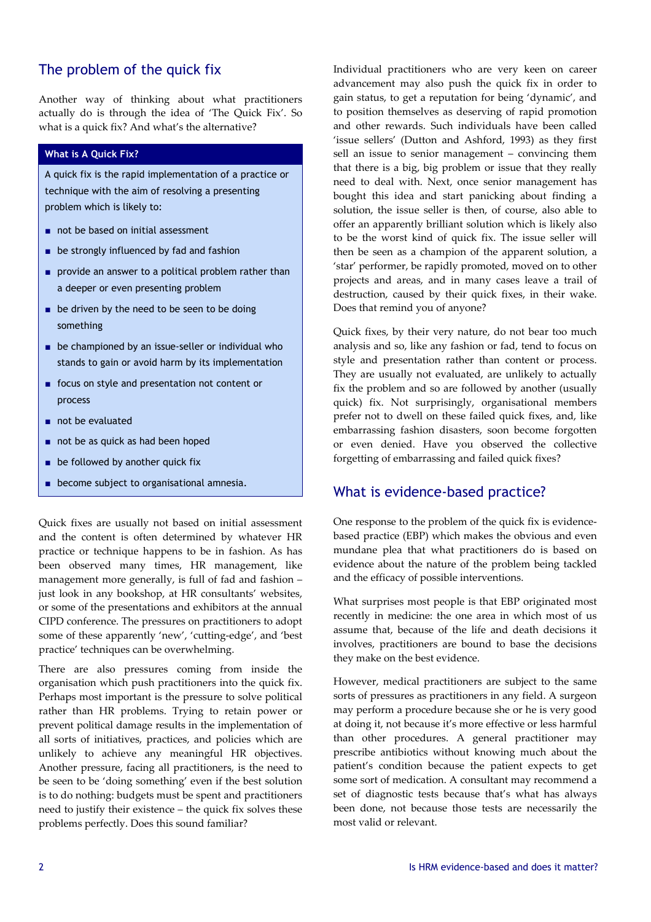## The problem of the quick fix

Another way of thinking about what practitioners actually do is through the idea of 'The Quick Fix'. So what is a quick fix? And what's the alternative?

### What is A Quick Fix?

A quick fix is the rapid implementation of a practice or technique with the aim of resolving a presenting problem which is likely to:

- not be based on initial assessment
- be strongly influenced by fad and fashion
- provide an answer to a political problem rather than a deeper or even presenting problem
- be driven by the need to be seen to be doing something
- be championed by an issue-seller or individual who stands to gain or avoid harm by its implementation
- focus on style and presentation not content or process
- not be evaluated
- not be as quick as had been hoped
- be followed by another quick fix
- become subject to organisational amnesia.

Quick fixes are usually not based on initial assessment and the content is often determined by whatever HR practice or technique happens to be in fashion. As has been observed many times, HR management, like management more generally, is full of fad and fashion – just look in any bookshop, at HR consultants' websites, or some of the presentations and exhibitors at the annual CIPD conference. The pressures on practitioners to adopt some of these apparently 'new', 'cutting-edge', and 'best practice' techniques can be overwhelming.

There are also pressures coming from inside the organisation which push practitioners into the quick fix. Perhaps most important is the pressure to solve political rather than HR problems. Trying to retain power or prevent political damage results in the implementation of all sorts of initiatives, practices, and policies which are unlikely to achieve any meaningful HR objectives. Another pressure, facing all practitioners, is the need to be seen to be 'doing something' even if the best solution is to do nothing: budgets must be spent and practitioners need to justify their existence – the quick fix solves these problems perfectly. Does this sound familiar?

Individual practitioners who are very keen on career advancement may also push the quick fix in order to gain status, to get a reputation for being 'dynamic', and to position themselves as deserving of rapid promotion and other rewards. Such individuals have been called 'issue sellers' (Dutton and Ashford, 1993) as they first sell an issue to senior management – convincing them that there is a big, big problem or issue that they really need to deal with. Next, once senior management has bought this idea and start panicking about finding a solution, the issue seller is then, of course, also able to offer an apparently brilliant solution which is likely also to be the worst kind of quick fix. The issue seller will then be seen as a champion of the apparent solution, a 'star' performer, be rapidly promoted, moved on to other projects and areas, and in many cases leave a trail of destruction, caused by their quick fixes, in their wake. Does that remind you of anyone?

Quick fixes, by their very nature, do not bear too much analysis and so, like any fashion or fad, tend to focus on style and presentation rather than content or process. They are usually not evaluated, are unlikely to actually fix the problem and so are followed by another (usually quick) fix. Not surprisingly, organisational members prefer not to dwell on these failed quick fixes, and, like embarrassing fashion disasters, soon become forgotten or even denied. Have you observed the collective forgetting of embarrassing and failed quick fixes?

## What is evidence-based practice?

One response to the problem of the quick fix is evidence-based practice (EBP) which makes the obvious and even mundane plea that what practitioners do is based on evidence about the nature of the problem being tackled and the efficacy of possible interventions.

What surprises most people is that EBP originated most recently in medicine: the one area in which most of us assume that, because of the life and death decisions it involves, practitioners are bound to base the decisions they make on the best evidence.

However, medical practitioners are subject to the same sorts of pressures as practitioners in any field. A surgeon may perform a procedure because she or he is very good at doing it, not because it's more effective or less harmful than other procedures. A general practitioner may prescribe antibiotics without knowing much about the patient's condition because the patient expects to get some sort of medication. A consultant may recommend a set of diagnostic tests because that's what has always been done, not because those tests are necessarily the most valid or relevant.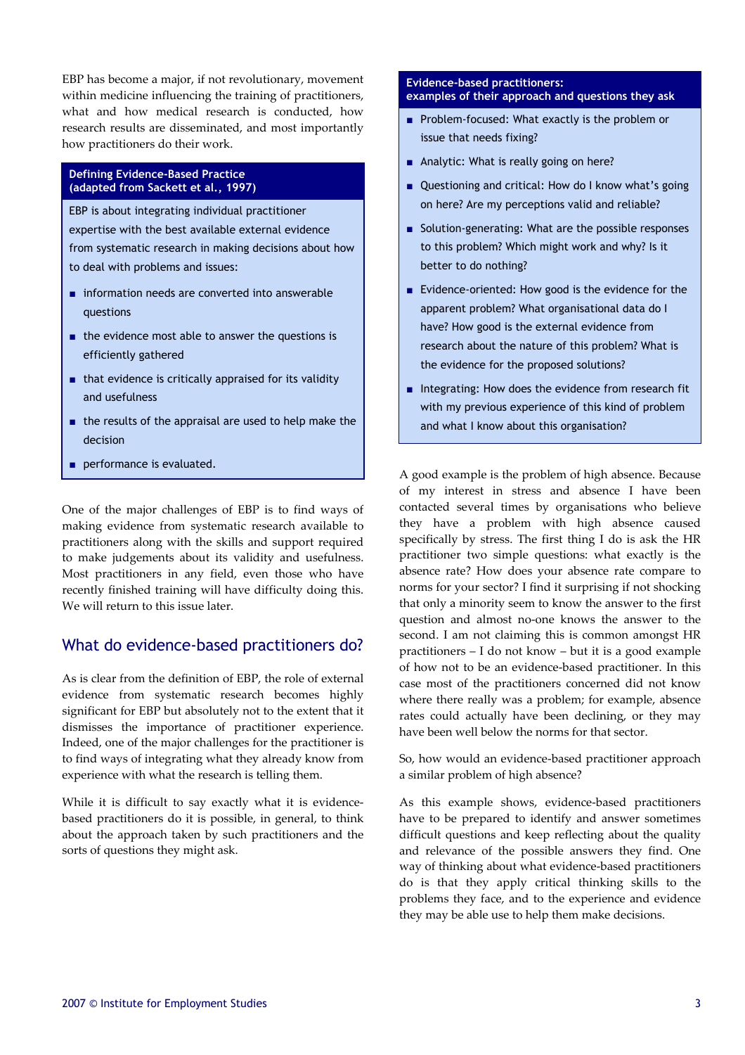EBP has become a major, if not revolutionary, movement within medicine influencing the training of practitioners, what and how medical research is conducted, how research results are disseminated, and most importantly how practitioners do their work.

**Defining Evidence-Based Practice (adapted from Sackett et al., 1997)**

EBP is about integrating individual practitioner expertise with the best available external evidence from systematic research in making decisions about how to deal with problems and issues:

- information needs are converted into answerable questions
- the evidence most able to answer the questions is efficiently gathered
- that evidence is critically appraised for its validity and usefulness
- the results of the appraisal are used to help make the decision
- performance is evaluated.

One of the major challenges of EBP is to find ways of making evidence from systematic research available to practitioners along with the skills and support required to make judgements about its validity and usefulness. Most practitioners in any field, even those who have recently finished training will have difficulty doing this. We will return to this issue later.

## What do evidence-based practitioners do?

As is clear from the definition of EBP, the role of external evidence from systematic research becomes highly significant for EBP but absolutely not to the extent that it dismisses the importance of practitioner experience. Indeed, one of the major challenges for the practitioner is to find ways of integrating what they already know from experience with what the research is telling them.

While it is difficult to say exactly what it is evidence-based practitioners do it is possible, in general, to think about the approach taken by such practitioners and the sorts of questions they might ask.

**Evidence-based practitioners: examples of their approach and questions they ask**

- Problem-focused: What exactly is the problem or issue that needs fixing?
- Analytic: What is really going on here?
- Questioning and critical: How do I know what's going on here? Are my perceptions valid and reliable?
- Solution-generating: What are the possible responses to this problem? Which might work and why? Is it better to do nothing?
- Evidence-oriented: How good is the evidence for the apparent problem? What organisational data do I have? How good is the external evidence from research about the nature of this problem? What is the evidence for the proposed solutions?
- Integrating: How does the evidence from research fit with my previous experience of this kind of problem and what I know about this organisation?

A good example is the problem of high absence. Because of my interest in stress and absence I have been contacted several times by organisations who believe they have a problem with high absence caused specifically by stress. The first thing I do is ask the HR practitioner two simple questions: what exactly is the absence rate? How does your absence rate compare to norms for your sector? I find it surprising if not shocking that only a minority seem to know the answer to the first question and almost no-one knows the answer to the second. I am not claiming this is common amongst HR practitioners – I do not know – but it is a good example of how not to be an evidence-based practitioner. In this case most of the practitioners concerned did not know where there really was a problem; for example, absence rates could actually have been declining, or they may have been well below the norms for that sector.

So, how would an evidence-based practitioner approach a similar problem of high absence?

As this example shows, evidence-based practitioners have to be prepared to identify and answer sometimes difficult questions and keep reflecting about the quality and relevance of the possible answers they find. One way of thinking about what evidence-based practitioners do is that they apply critical thinking skills to the problems they face, and to the experience and evidence they may be able use to help them make decisions.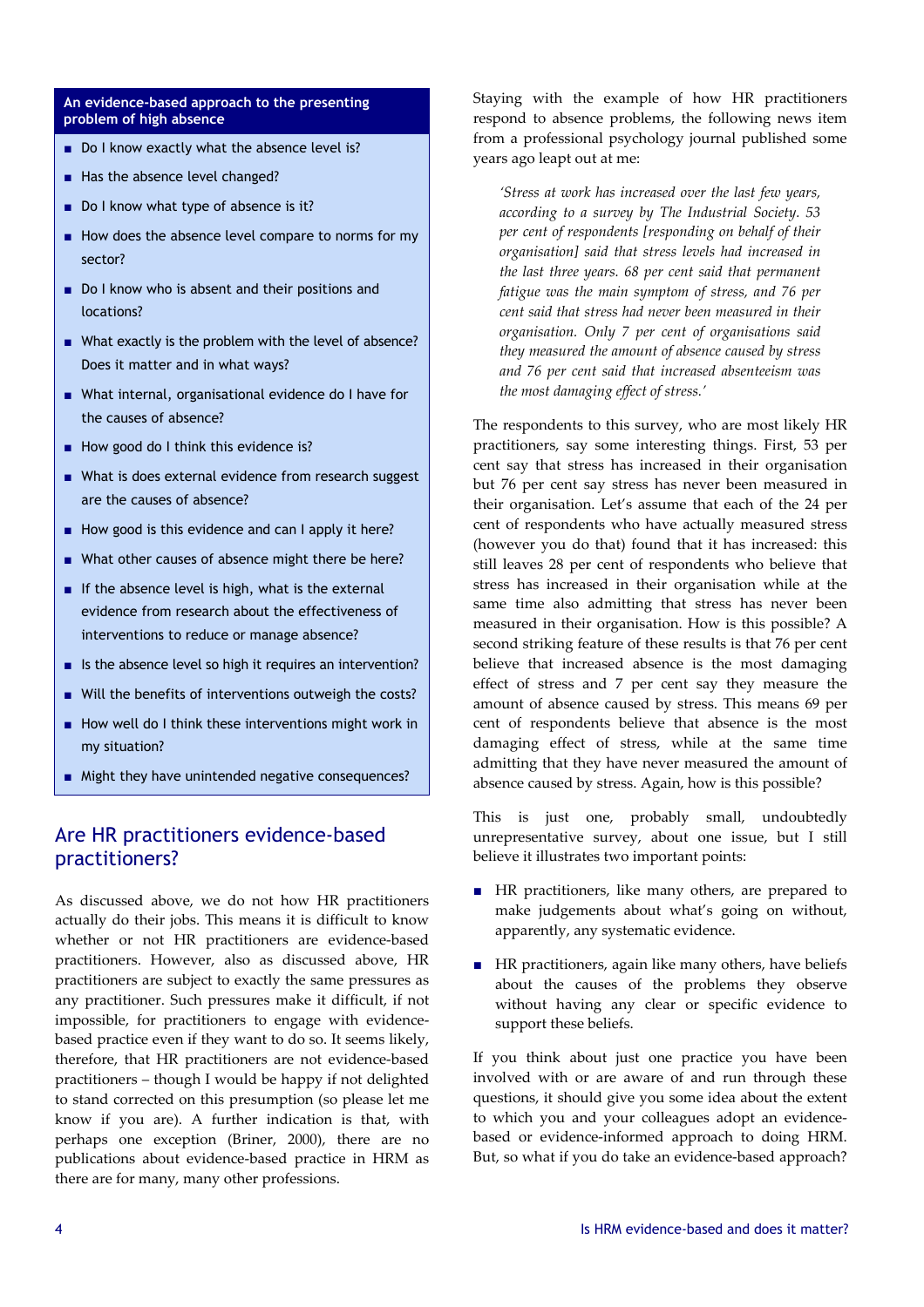**An evidence-based approach to the presenting problem of high absence**

- Do I know exactly what the absence level is?
- Has the absence level changed?
- Do I know what type of absence is it?
- How does the absence level compare to norms for my sector?
- Do I know who is absent and their positions and locations?
- What exactly is the problem with the level of absence? Does it matter and in what ways?
- What internal, organisational evidence do I have for the causes of absence?
- How good do I think this evidence is?
- What is does external evidence from research suggest are the causes of absence?
- How good is this evidence and can I apply it here?
- What other causes of absence might there be here?
- If the absence level is high, what is the external evidence from research about the effectiveness of interventions to reduce or manage absence?
- Is the absence level so high it requires an intervention?
- Will the benefits of interventions outweigh the costs?
- How well do I think these interventions might work in my situation?
- Might they have unintended negative consequences?

## Are HR practitioners evidence-based practitioners?

As discussed above, we do not how HR practitioners actually do their jobs. This means it is difficult to know whether or not HR practitioners are evidence-based practitioners. However, also as discussed above, HR practitioners are subject to exactly the same pressures as any practitioner. Such pressures make it difficult, if not impossible, for practitioners to engage with evidence-based practice even if they want to do so. It seems likely, therefore, that HR practitioners are not evidence-based practitioners – though I would be happy if not delighted to stand corrected on this presumption (so please let me know if you are). A further indication is that, with perhaps one exception (Briner, 2000), there are no publications about evidence-based practice in HRM as there are for many, many other professions.

Staying with the example of how HR practitioners respond to absence problems, the following news item from a professional psychology journal published some years ago leapt out at me:

> *'Stress at work has increased over the last few years, according to a survey by The Industrial Society. 53 per cent of respondents [responding on behalf of their organisation] said that stress levels had increased in the last three years. 68 per cent said that permanent fatigue was the main symptom of stress, and 76 per cent said that stress had never been measured in their organisation. Only 7 per cent of organisations said they measured the amount of absence caused by stress and 76 per cent said that increased absenteeism was the most damaging effect of stress.'*

The respondents to this survey, who are most likely HR practitioners, say some interesting things. First, 53 per cent say that stress has increased in their organisation but 76 per cent say stress has never been measured in their organisation. Let's assume that each of the 24 per cent of respondents who have actually measured stress (however you do that) found that it has increased: this still leaves 28 per cent of respondents who believe that stress has increased in their organisation while at the same time also admitting that stress has never been measured in their organisation. How is this possible? A second striking feature of these results is that 76 per cent believe that increased absence is the most damaging effect of stress and 7 per cent say they measure the amount of absence caused by stress. This means 69 per cent of respondents believe that absence is the most damaging effect of stress, while at the same time admitting that they have never measured the amount of absence caused by stress. Again, how is this possible?

This is just one, probably small, undoubtedly unrepresentative survey, about one issue, but I still believe it illustrates two important points:

- HR practitioners, like many others, are prepared to make judgements about what's going on without, apparently, any systematic evidence.
- HR practitioners, again like many others, have beliefs about the causes of the problems they observe without having any clear or specific evidence to support these beliefs.

If you think about just one practice you have been involved with or are aware of and run through these questions, it should give you some idea about the extent to which you and your colleagues adopt an evidence-based or evidence-informed approach to doing HRM. But, so what if you do take an evidence-based approach?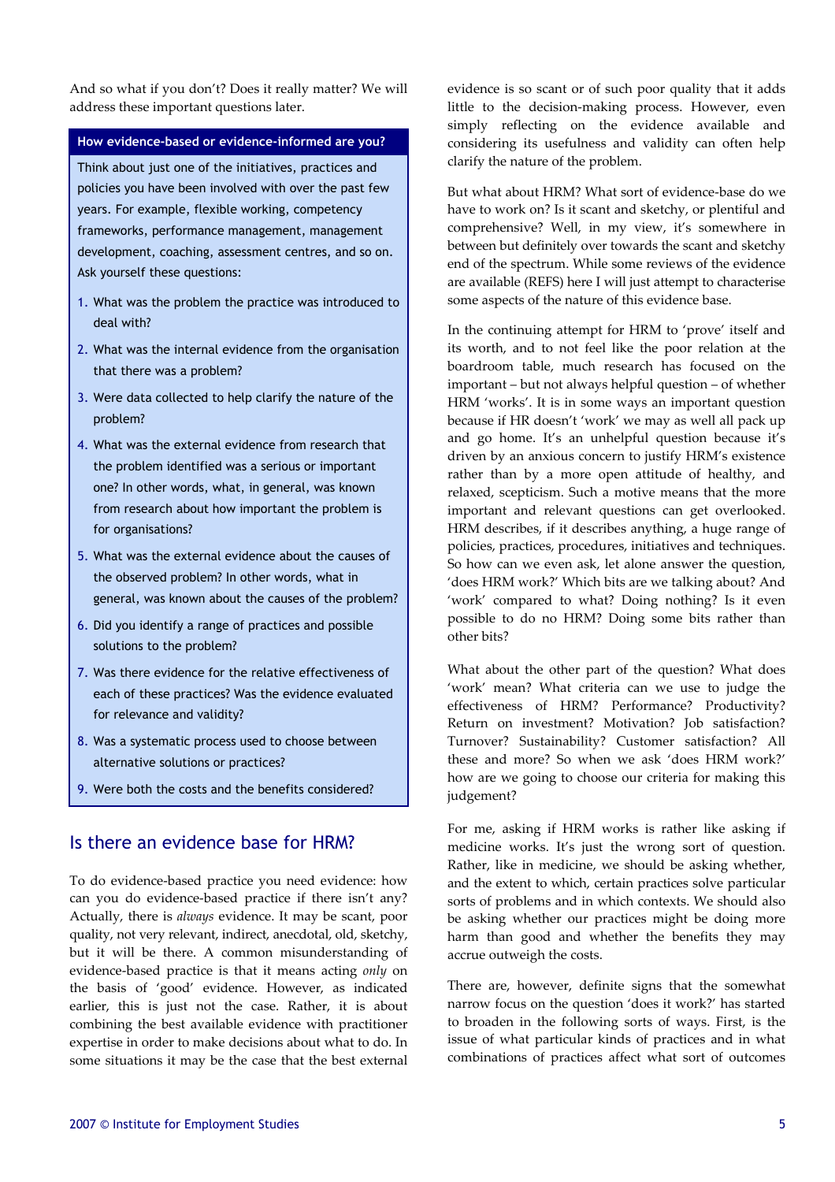And so what if you don't? Does it really matter? We will address these important questions later.

**How evidence-based or evidence-informed are you?**

Think about just one of the initiatives, practices and policies you have been involved with over the past few years. For example, flexible working, competency frameworks, performance management, management development, coaching, assessment centres, and so on. Ask yourself these questions:

1. What was the problem the practice was introduced to deal with?
2. What was the internal evidence from the organisation that there was a problem?
3. Were data collected to help clarify the nature of the problem?
4. What was the external evidence from research that the problem identified was a serious or important one? In other words, what, in general, was known from research about how important the problem is for organisations?
5. What was the external evidence about the causes of the observed problem? In other words, what in general, was known about the causes of the problem?
6. Did you identify a range of practices and possible solutions to the problem?
7. Was there evidence for the relative effectiveness of each of these practices? Was the evidence evaluated for relevance and validity?
8. Was a systematic process used to choose between alternative solutions or practices?
9. Were both the costs and the benefits considered?

## Is there an evidence base for HRM?

To do evidence-based practice you need evidence: how can you do evidence-based practice if there isn't any? Actually, there is *always* evidence. It may be scant, poor quality, not very relevant, indirect, anecdotal, old, sketchy, but it will be there. A common misunderstanding of evidence-based practice is that it means acting *only* on the basis of 'good' evidence. However, as indicated earlier, this is just not the case. Rather, it is about combining the best available evidence with practitioner expertise in order to make decisions about what to do. In some situations it may be the case that the best external evidence is so scant or of such poor quality that it adds little to the decision-making process. However, even simply reflecting on the evidence available and considering its usefulness and validity can often help clarify the nature of the problem.

But what about HRM? What sort of evidence-base do we have to work on? Is it scant and sketchy, or plentiful and comprehensive? Well, in my view, it's somewhere in between but definitely over towards the scant and sketchy end of the spectrum. While some reviews of the evidence are available (REFS) here I will just attempt to characterise some aspects of the nature of this evidence base.

In the continuing attempt for HRM to 'prove' itself and its worth, and to not feel like the poor relation at the boardroom table, much research has focused on the important – but not always helpful question – of whether HRM 'works'. It is in some ways an important question because if HR doesn't 'work' we may as well all pack up and go home. It's an unhelpful question because it's driven by an anxious concern to justify HRM's existence rather than by a more open attitude of healthy, and relaxed, scepticism. Such a motive means that the more important and relevant questions can get overlooked. HRM describes, if it describes anything, a huge range of policies, practices, procedures, initiatives and techniques. So how can we even ask, let alone answer the question, 'does HRM work?' Which bits are we talking about? And 'work' compared to what? Doing nothing? Is it even possible to do no HRM? Doing some bits rather than other bits?

What about the other part of the question? What does 'work' mean? What criteria can we use to judge the effectiveness of HRM? Performance? Productivity? Return on investment? Motivation? Job satisfaction? Turnover? Sustainability? Customer satisfaction? All these and more? So when we ask 'does HRM work?' how are we going to choose our criteria for making this judgement?

For me, asking if HRM works is rather like asking if medicine works. It's just the wrong sort of question. Rather, like in medicine, we should be asking whether, and the extent to which, certain practices solve particular sorts of problems and in which contexts. We should also be asking whether our practices might be doing more harm than good and whether the benefits they may accrue outweigh the costs.

There are, however, definite signs that the somewhat narrow focus on the question 'does it work?' has started to broaden in the following sorts of ways. First, is the issue of what particular kinds of practices and in what combinations of practices affect what sort of outcomes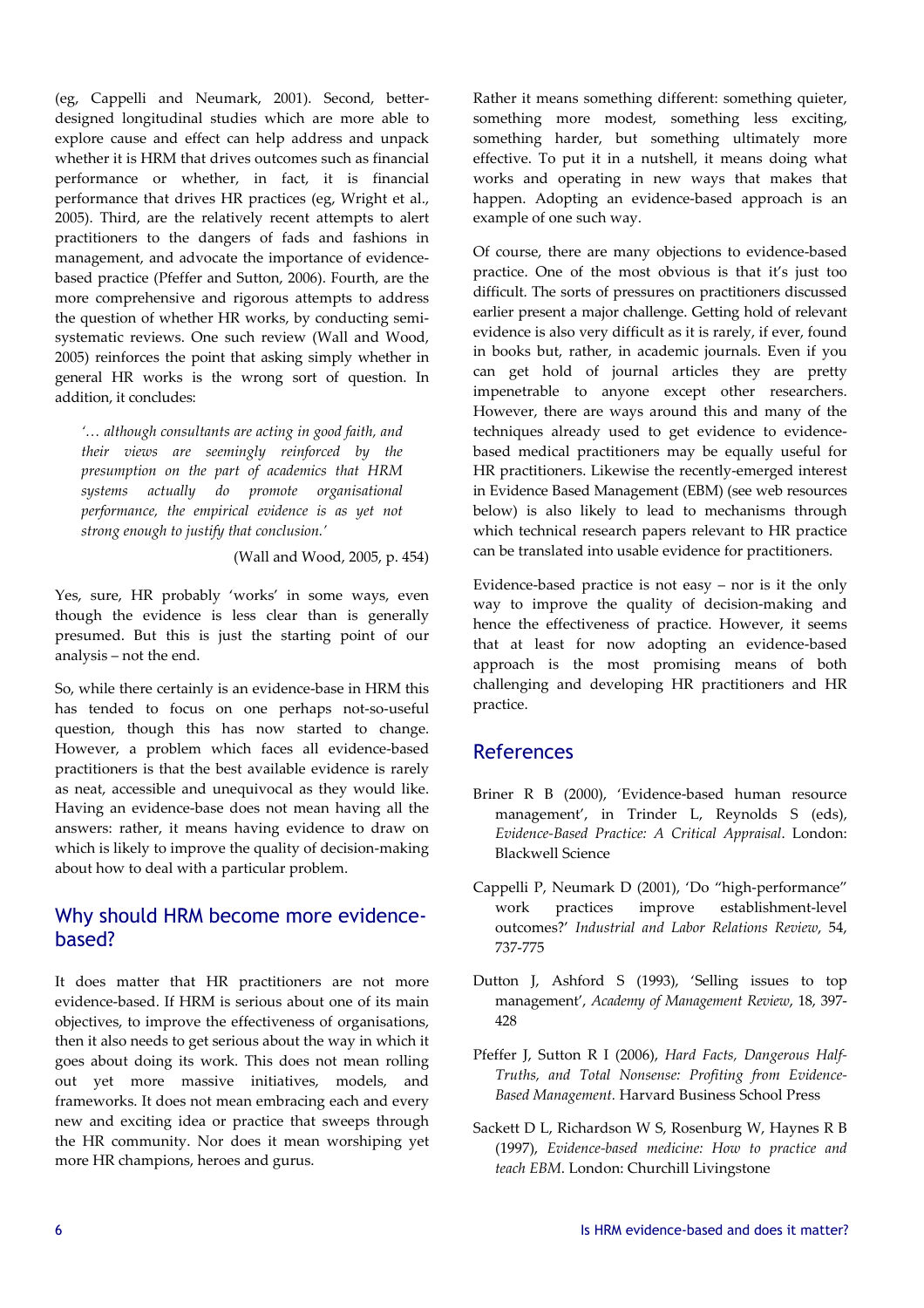(eg, Cappelli and Neumark, 2001). Second, better-designed longitudinal studies which are more able to explore cause and effect can help address and unpack whether it is HRM that drives outcomes such as financial performance or whether, in fact, it is financial performance that drives HR practices (eg, Wright et al., 2005). Third, are the relatively recent attempts to alert practitioners to the dangers of fads and fashions in management, and advocate the importance of evidence-based practice (Pfeffer and Sutton, 2006). Fourth, are the more comprehensive and rigorous attempts to address the question of whether HR works, by conducting semi-systematic reviews. One such review (Wall and Wood, 2005) reinforces the point that asking simply whether in general HR works is the wrong sort of question. In addition, it concludes:

> *'… although consultants are acting in good faith, and their views are seemingly reinforced by the presumption on the part of academics that HRM systems actually do promote organisational performance, the empirical evidence is as yet not strong enough to justify that conclusion.'*
>
> (Wall and Wood, 2005, p. 454)

Yes, sure, HR probably 'works' in some ways, even though the evidence is less clear than is generally presumed. But this is just the starting point of our analysis – not the end.

So, while there certainly is an evidence-base in HRM this has tended to focus on one perhaps not-so-useful question, though this has now started to change. However, a problem which faces all evidence-based practitioners is that the best available evidence is rarely as neat, accessible and unequivocal as they would like. Having an evidence-base does not mean having all the answers: rather, it means having evidence to draw on which is likely to improve the quality of decision-making about how to deal with a particular problem.

## Why should HRM become more evidence-based?

It does matter that HR practitioners are not more evidence-based. If HRM is serious about one of its main objectives, to improve the effectiveness of organisations, then it also needs to get serious about the way in which it goes about doing its work. This does not mean rolling out yet more massive initiatives, models, and frameworks. It does not mean embracing each and every new and exciting idea or practice that sweeps through the HR community. Nor does it mean worshiping yet more HR champions, heroes and gurus.

Rather it means something different: something quieter, something more modest, something less exciting, something harder, but something ultimately more effective. To put it in a nutshell, it means doing what works and operating in new ways that makes that happen. Adopting an evidence-based approach is an example of one such way.

Of course, there are many objections to evidence-based practice. One of the most obvious is that it's just too difficult. The sorts of pressures on practitioners discussed earlier present a major challenge. Getting hold of relevant evidence is also very difficult as it is rarely, if ever, found in books but, rather, in academic journals. Even if you can get hold of journal articles they are pretty impenetrable to anyone except other researchers. However, there are ways around this and many of the techniques already used to get evidence to evidence-based medical practitioners may be equally useful for HR practitioners. Likewise the recently-emerged interest in Evidence Based Management (EBM) (see web resources below) is also likely to lead to mechanisms through which technical research papers relevant to HR practice can be translated into usable evidence for practitioners.

Evidence-based practice is not easy – nor is it the only way to improve the quality of decision-making and hence the effectiveness of practice. However, it seems that at least for now adopting an evidence-based approach is the most promising means of both challenging and developing HR practitioners and HR practice.

## References

Briner R B (2000), 'Evidence-based human resource management', in Trinder L, Reynolds S (eds), *Evidence-Based Practice: A Critical Appraisal*. London: Blackwell Science

Cappelli P, Neumark D (2001), 'Do "high-performance" work practices improve establishment-level outcomes?' *Industrial and Labor Relations Review*, 54, 737-775

Dutton J, Ashford S (1993), 'Selling issues to top management', *Academy of Management Review*, 18, 397-428

Pfeffer J, Sutton R I (2006), *Hard Facts, Dangerous Half-Truths, and Total Nonsense: Profiting from Evidence-Based Management.* Harvard Business School Press

Sackett D L, Richardson W S, Rosenburg W, Haynes R B (1997), *Evidence-based medicine: How to practice and teach EBM*. London: Churchill Livingstone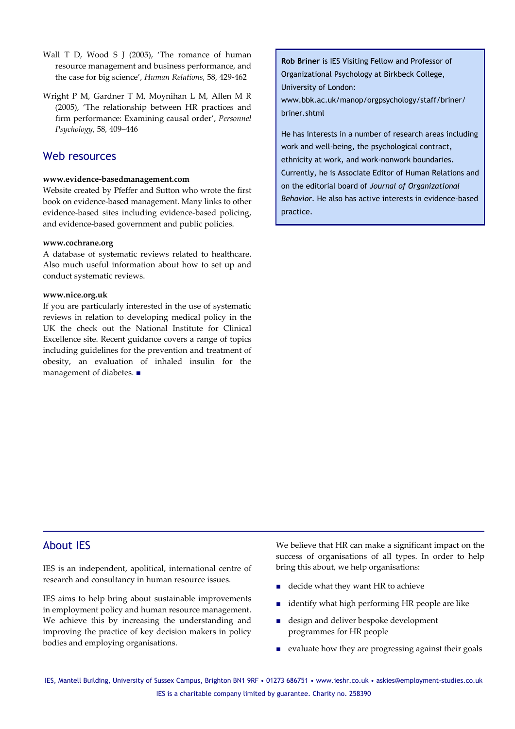Wall T D, Wood S J (2005), 'The romance of human resource management and business performance, and the case for big science', *Human Relations*, 58, 429-462

Wright P M, Gardner T M, Moynihan L M, Allen M R (2005), 'The relationship between HR practices and firm performance: Examining causal order', *Personnel Psychology*, 58, 409–446

## Web resources

**www.evidence-basedmanagement.com**
Website created by Pfeffer and Sutton who wrote the first book on evidence-based management. Many links to other evidence-based sites including evidence-based policing, and evidence-based government and public policies.

**www.cochrane.org**
A database of systematic reviews related to healthcare. Also much useful information about how to set up and conduct systematic reviews.

**www.nice.org.uk**
If you are particularly interested in the use of systematic reviews in relation to developing medical policy in the UK the check out the National Institute for Clinical Excellence site. Recent guidance covers a range of topics including guidelines for the prevention and treatment of obesity, an evaluation of inhaled insulin for the management of diabetes. ■

**Rob Briner** is IES Visiting Fellow and Professor of Organizational Psychology at Birkbeck College, University of London: www.bbk.ac.uk/manop/orgpsychology/staff/briner/briner.shtml

He has interests in a number of research areas including work and well-being, the psychological contract, ethnicity at work, and work-nonwork boundaries. Currently, he is Associate Editor of Human Relations and on the editorial board of *Journal of Organizational Behavior*. He also has active interests in evidence-based practice.

## About IES

IES is an independent, apolitical, international centre of research and consultancy in human resource issues.

IES aims to help bring about sustainable improvements in employment policy and human resource management. We achieve this by increasing the understanding and improving the practice of key decision makers in policy bodies and employing organisations.

We believe that HR can make a significant impact on the success of organisations of all types. In order to help bring this about, we help organisations:

- decide what they want HR to achieve
- identify what high performing HR people are like
- design and deliver bespoke development programmes for HR people
- evaluate how they are progressing against their goals

IES, Mantell Building, University of Sussex Campus, Brighton BN1 9RF • 01273 686751 • www.ieshr.co.uk • askies@employment-studies.co.uk
IES is a charitable company limited by guarantee. Charity no. 258390